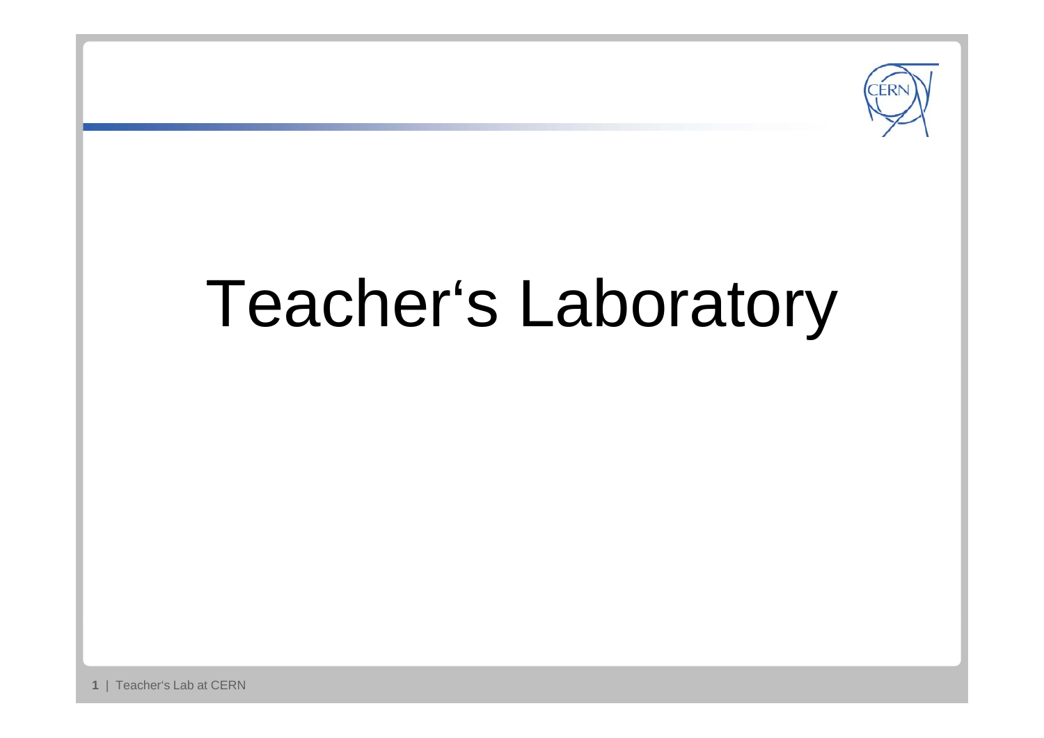# Teacher‘s Laboratory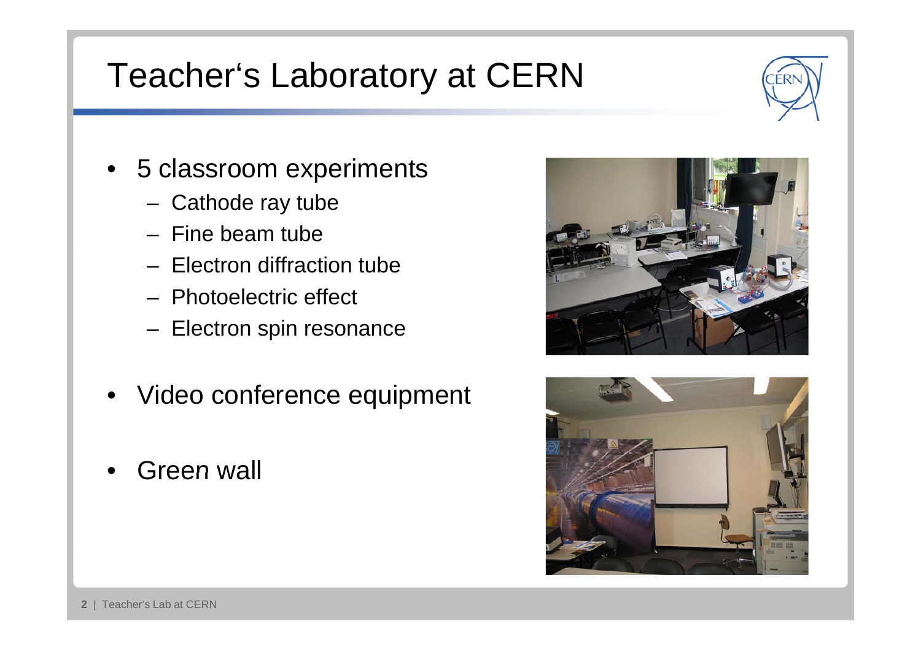# Teacher‘s Laboratory at CERN

- 5 classroom experiments
  - Cathode ray tube
  - Fine beam tube
  - Electron diffraction tube
  - Photoelectric effect
  - Electron spin resonance
- Video conference equipment
- Green wall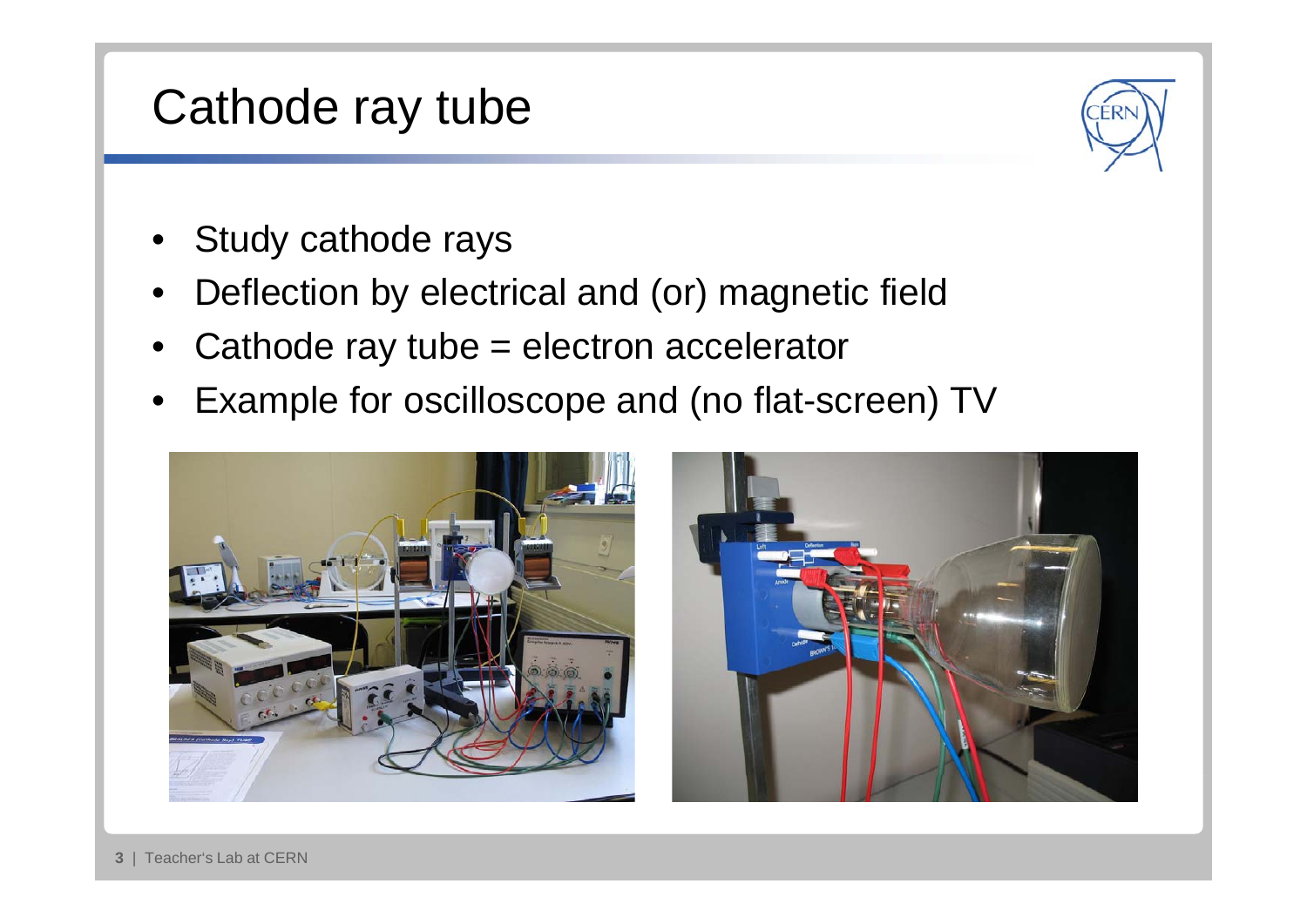# Cathode ray tube

- Study cathode rays
- Deflection by electrical and (or) magnetic field
- Cathode ray tube = electron accelerator
- Example for oscilloscope and (no flat-screen) TV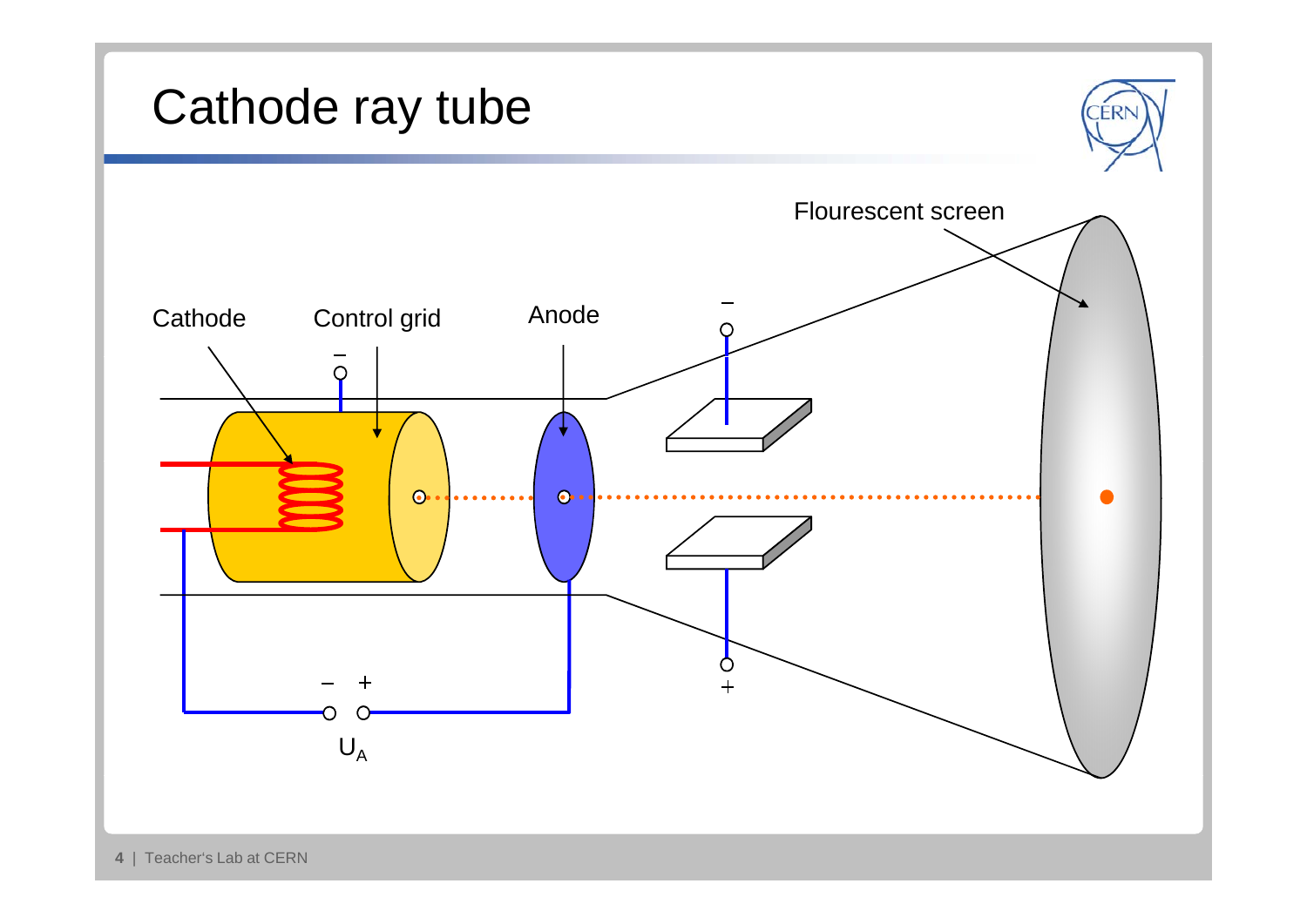# Cathode ray tube

Flourescent screen

Cathode

Control grid

Anode

–

–

+

– +

$U_A$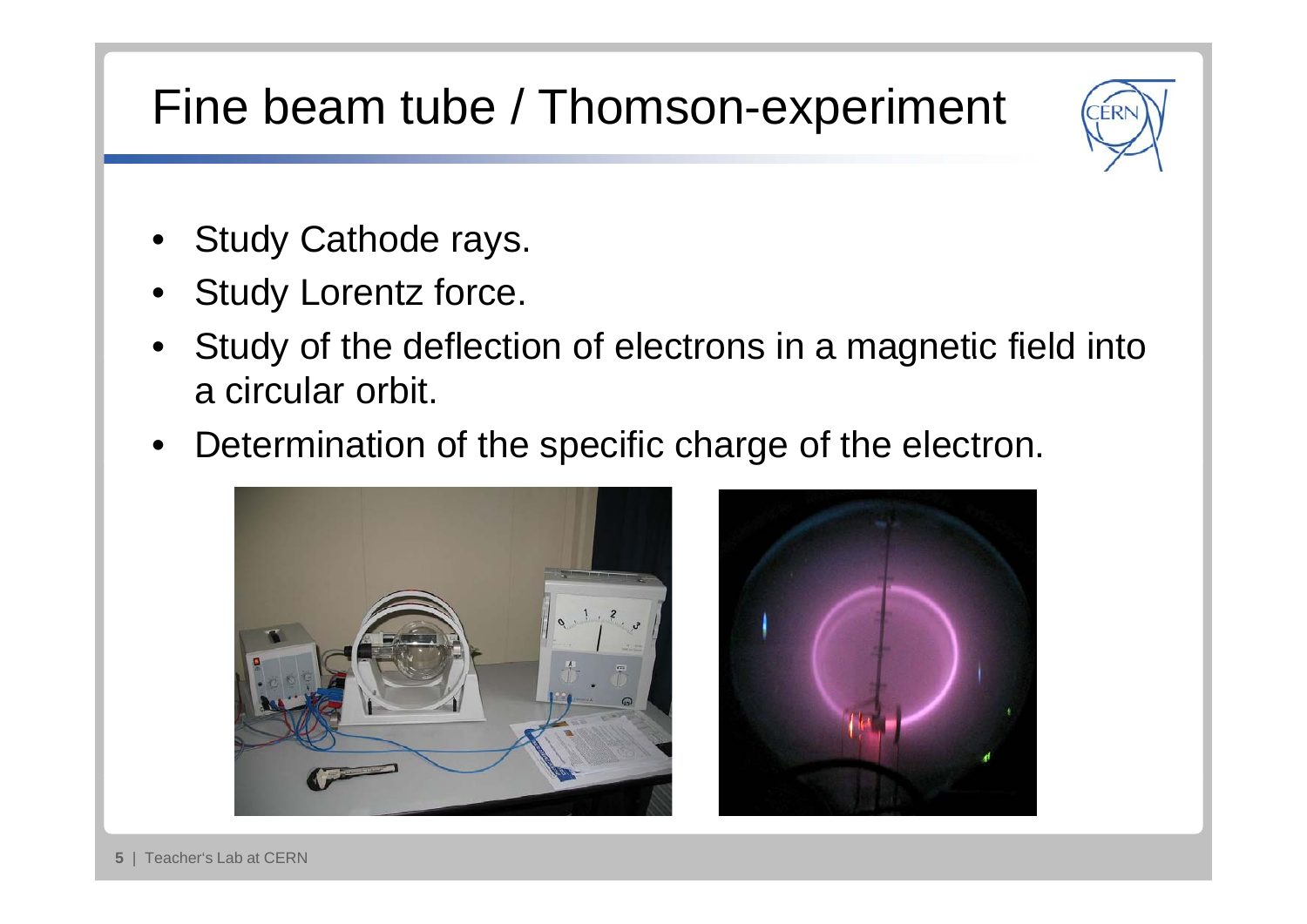# Fine beam tube / Thomson-experiment

- Study Cathode rays.
- Study Lorentz force.
- Study of the deflection of electrons in a magnetic field into a circular orbit.
- Determination of the specific charge of the electron.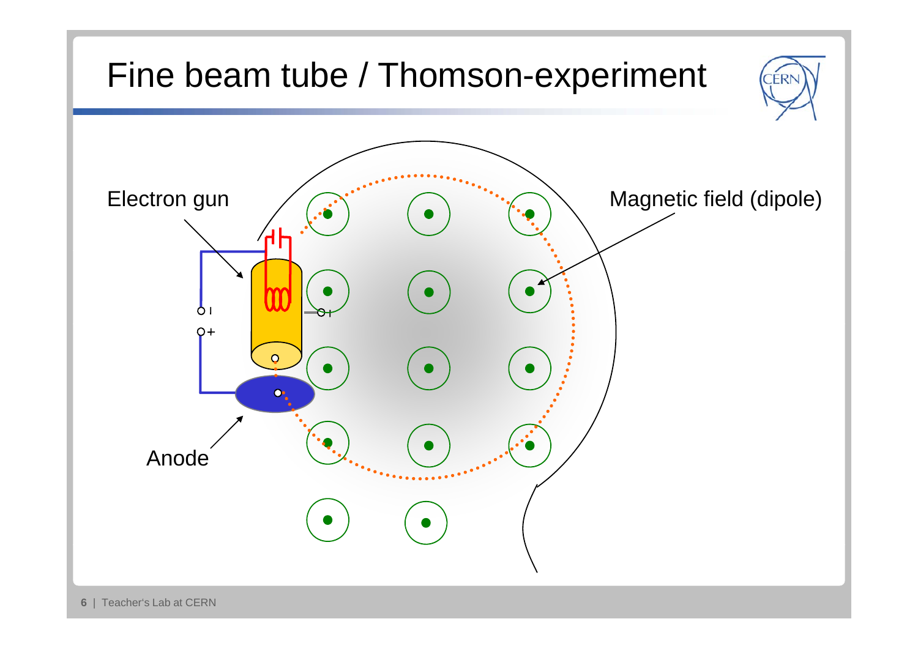# Fine beam tube / Thomson-experiment

Electron gun

Magnetic field (dipole)

Anode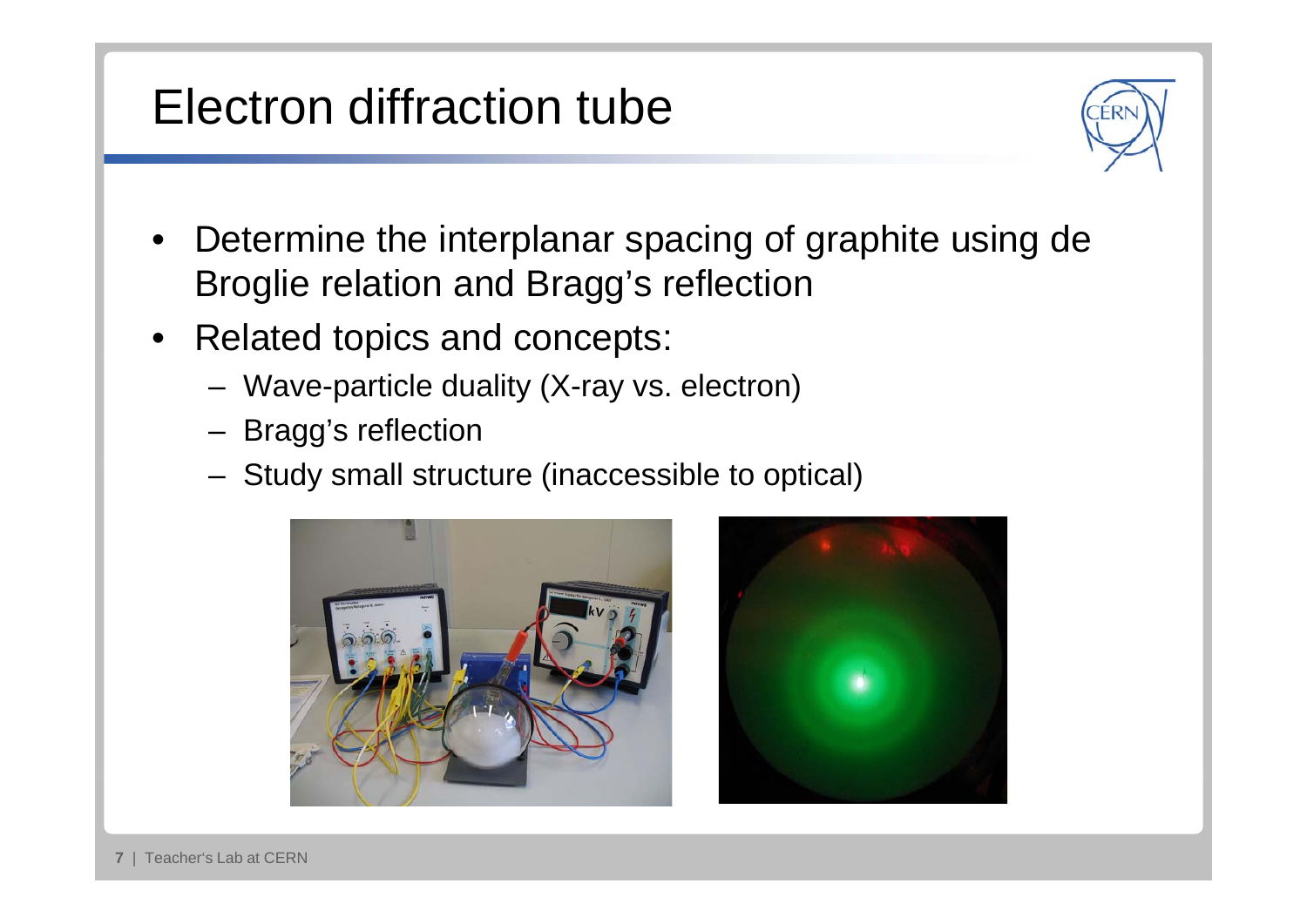# Electron diffraction tube

- Determine the interplanar spacing of graphite using de Broglie relation and Bragg's reflection
- Related topics and concepts:
  - Wave-particle duality (X-ray vs. electron)
  - Bragg's reflection
  - Study small structure (inaccessible to optical)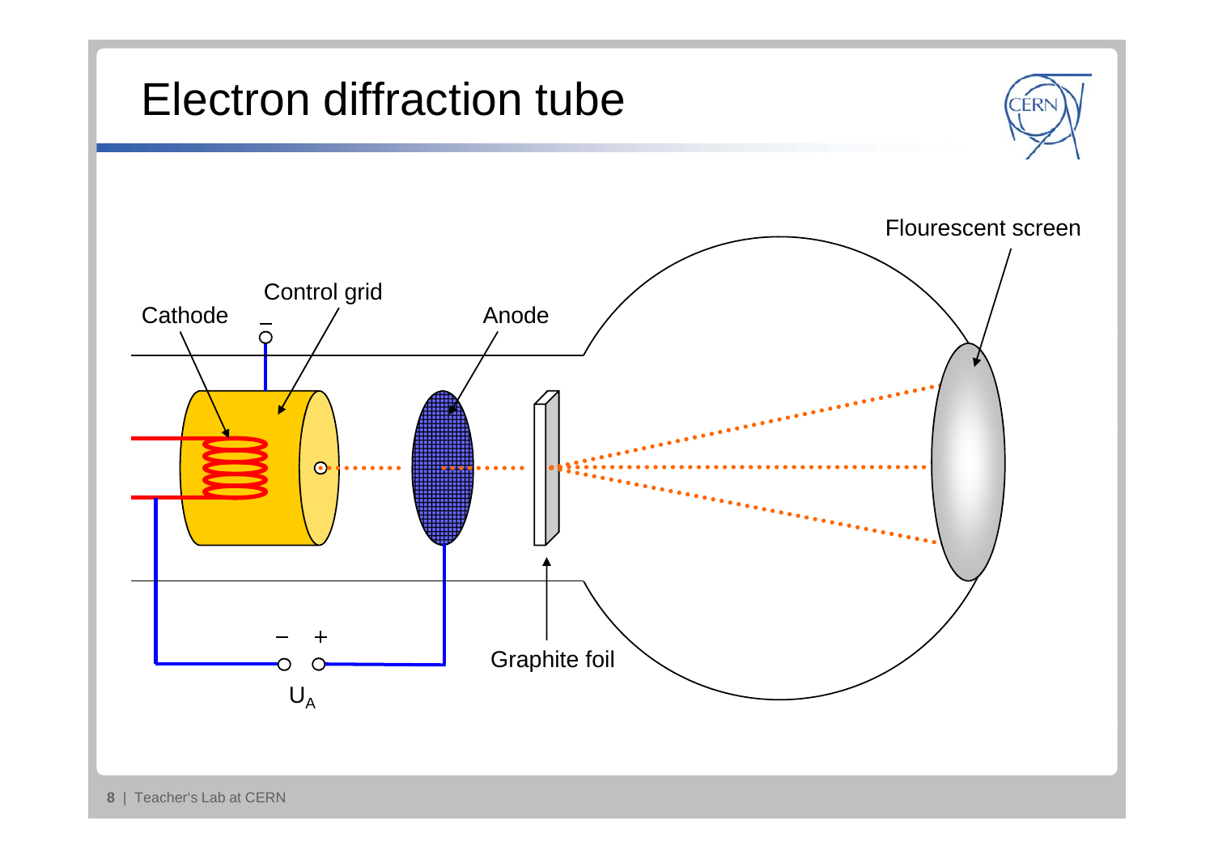# Electron diffraction tube

Flourescent screen

Control grid

Cathode

Anode

$U_A$

Graphite foil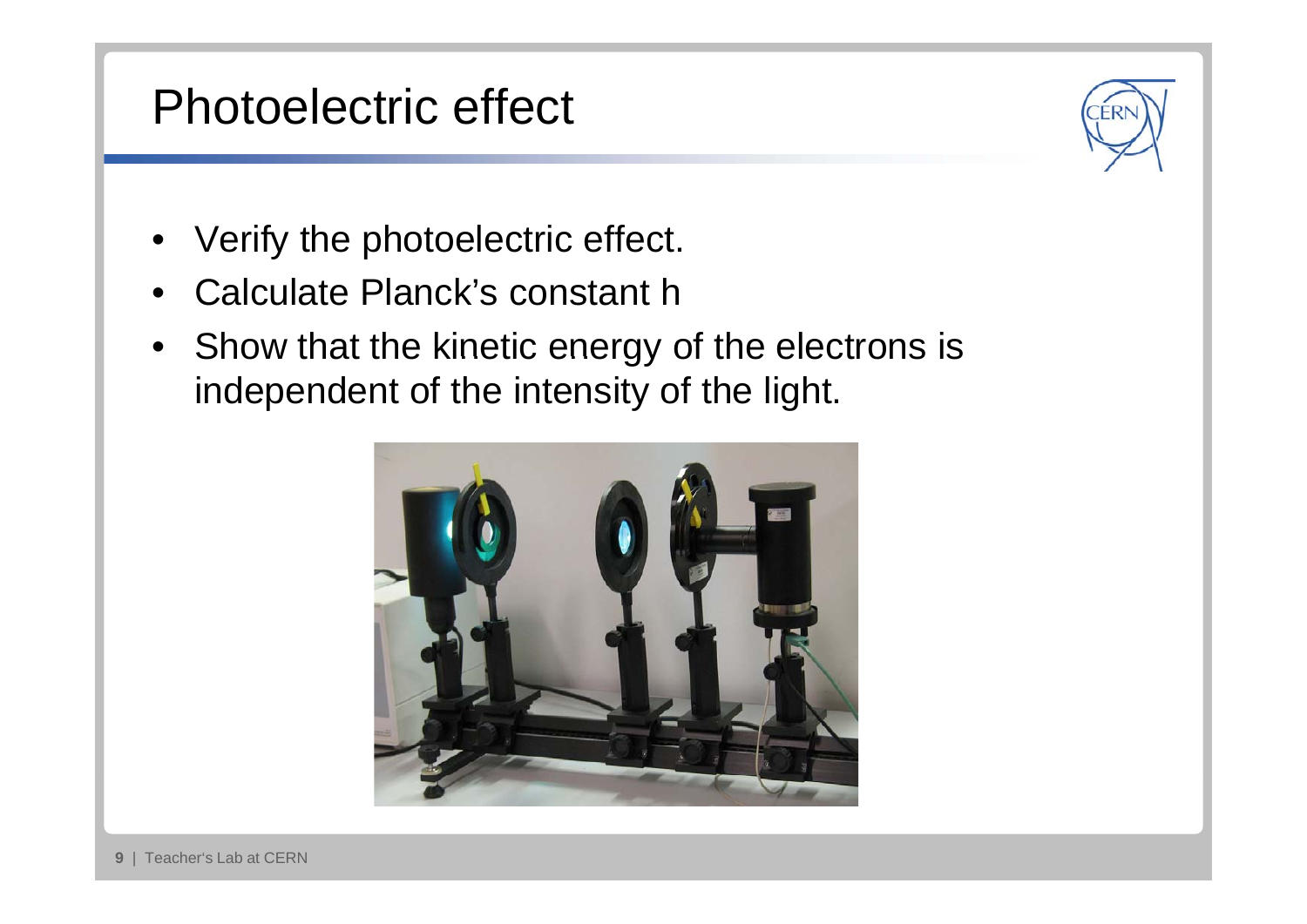# Photoelectric effect

- Verify the photoelectric effect.
- Calculate Planck's constant h
- Show that the kinetic energy of the electrons is independent of the intensity of the light.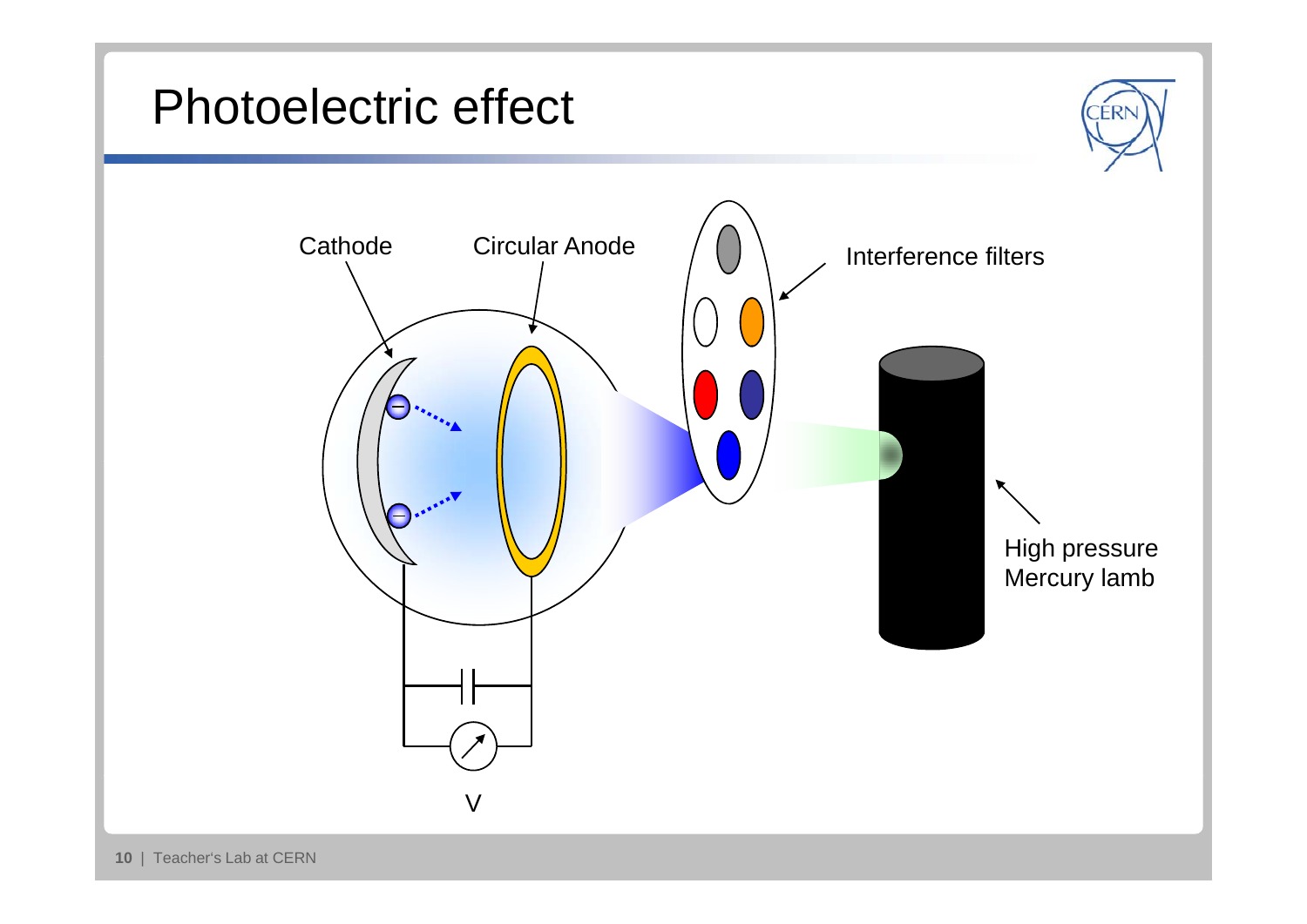# Photoelectric effect

Cathode

Circular Anode

Interference filters

High pressure Mercury lamb

V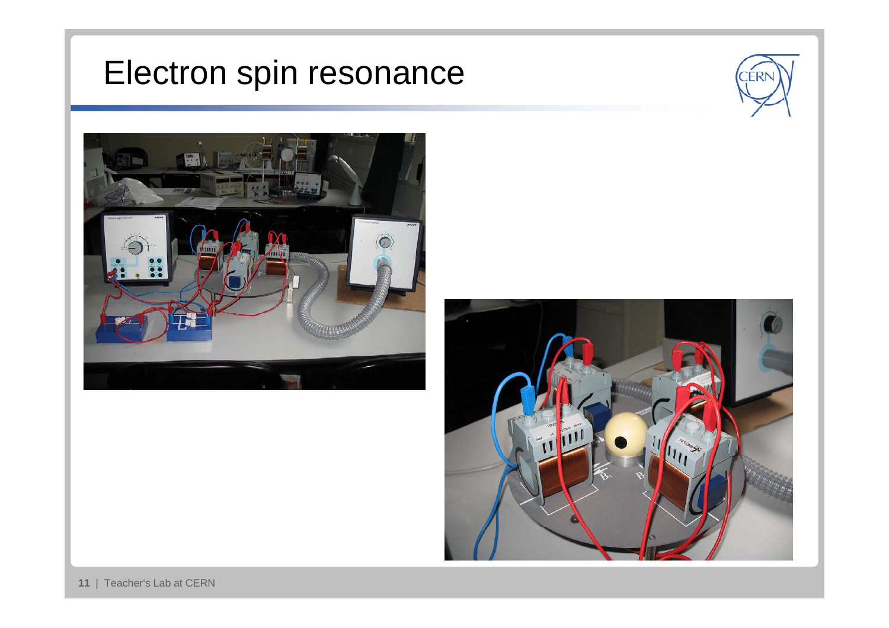# Electron spin resonance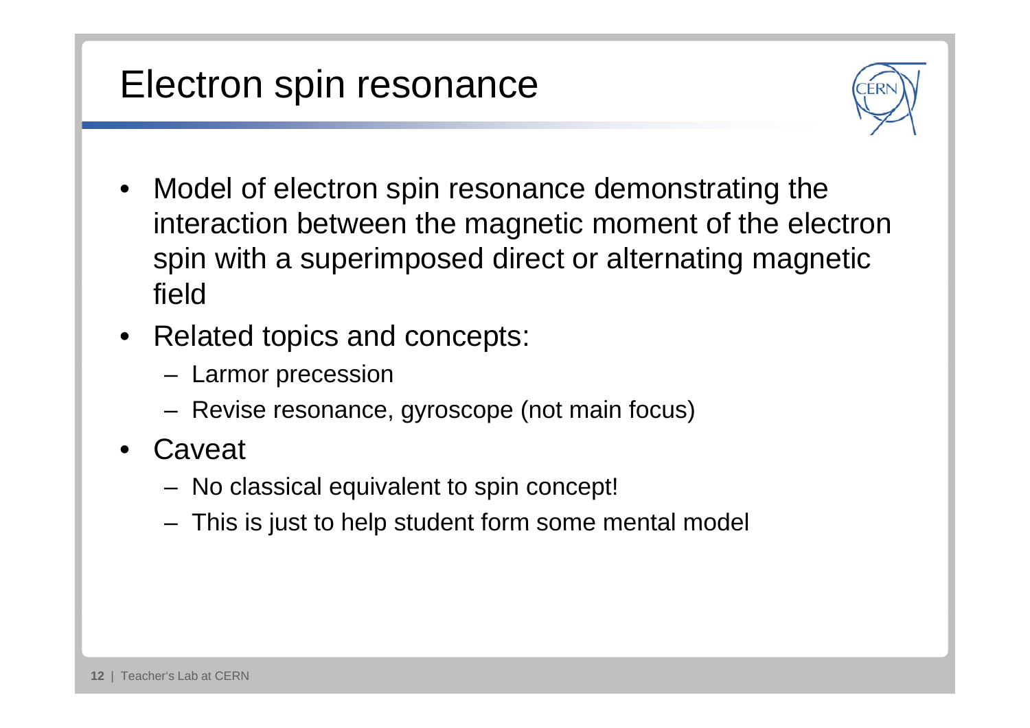# Electron spin resonance

- Model of electron spin resonance demonstrating the interaction between the magnetic moment of the electron spin with a superimposed direct or alternating magnetic field
- Related topics and concepts:
  - Larmor precession
  - Revise resonance, gyroscope (not main focus)
- Caveat
  - No classical equivalent to spin concept!
  - This is just to help student form some mental model